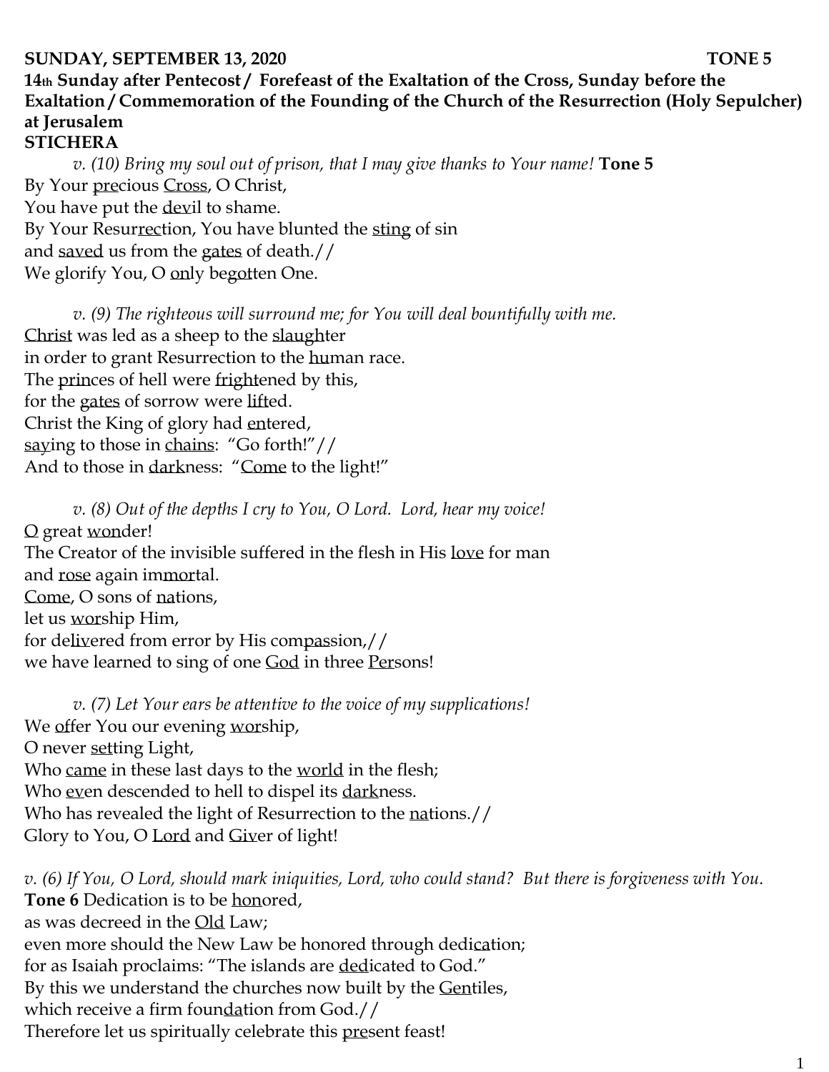**SUNDAY, SEPTEMBER 13, 2020 TONE 5**

**14th Sunday after Pentecost / Forefeast of the Exaltation of the Cross, Sunday before the Exaltation / Commemoration of the Founding of the Church of the Resurrection (Holy Sepulcher) at Jerusalem**

**STICHERA**

*v. (10) Bring my soul out of prison, that I may give thanks to Your name!* **Tone 5**

By Your precious Cross, O Christ,
You have put the devil to shame.
By Your Resurrection, You have blunted the sting of sin
and saved us from the gates of death.//
We glorify You, O only begotten One.

*v. (9) The righteous will surround me; for You will deal bountifully with me.*

Christ was led as a sheep to the slaughter
in order to grant Resurrection to the human race.
The princes of hell were frightened by this,
for the gates of sorrow were lifted.
Christ the King of glory had entered,
saying to those in chains: "Go forth!"//
And to those in darkness: "Come to the light!"

*v. (8) Out of the depths I cry to You, O Lord. Lord, hear my voice!*

O great wonder!
The Creator of the invisible suffered in the flesh in His love for man
and rose again immortal.
Come, O sons of nations,
let us worship Him,
for delivered from error by His compassion,//
we have learned to sing of one God in three Persons!

*v. (7) Let Your ears be attentive to the voice of my supplications!*

We offer You our evening worship,
O never setting Light,
Who came in these last days to the world in the flesh;
Who even descended to hell to dispel its darkness.
Who has revealed the light of Resurrection to the nations.//
Glory to You, O Lord and Giver of light!

*v. (6) If You, O Lord, should mark iniquities, Lord, who could stand? But there is forgiveness with You.*

**Tone 6** Dedication is to be honored,
as was decreed in the Old Law;
even more should the New Law be honored through dedication;
for as Isaiah proclaims: "The islands are dedicated to God."
By this we understand the churches now built by the Gentiles,
which receive a firm foundation from God.//
Therefore let us spiritually celebrate this present feast!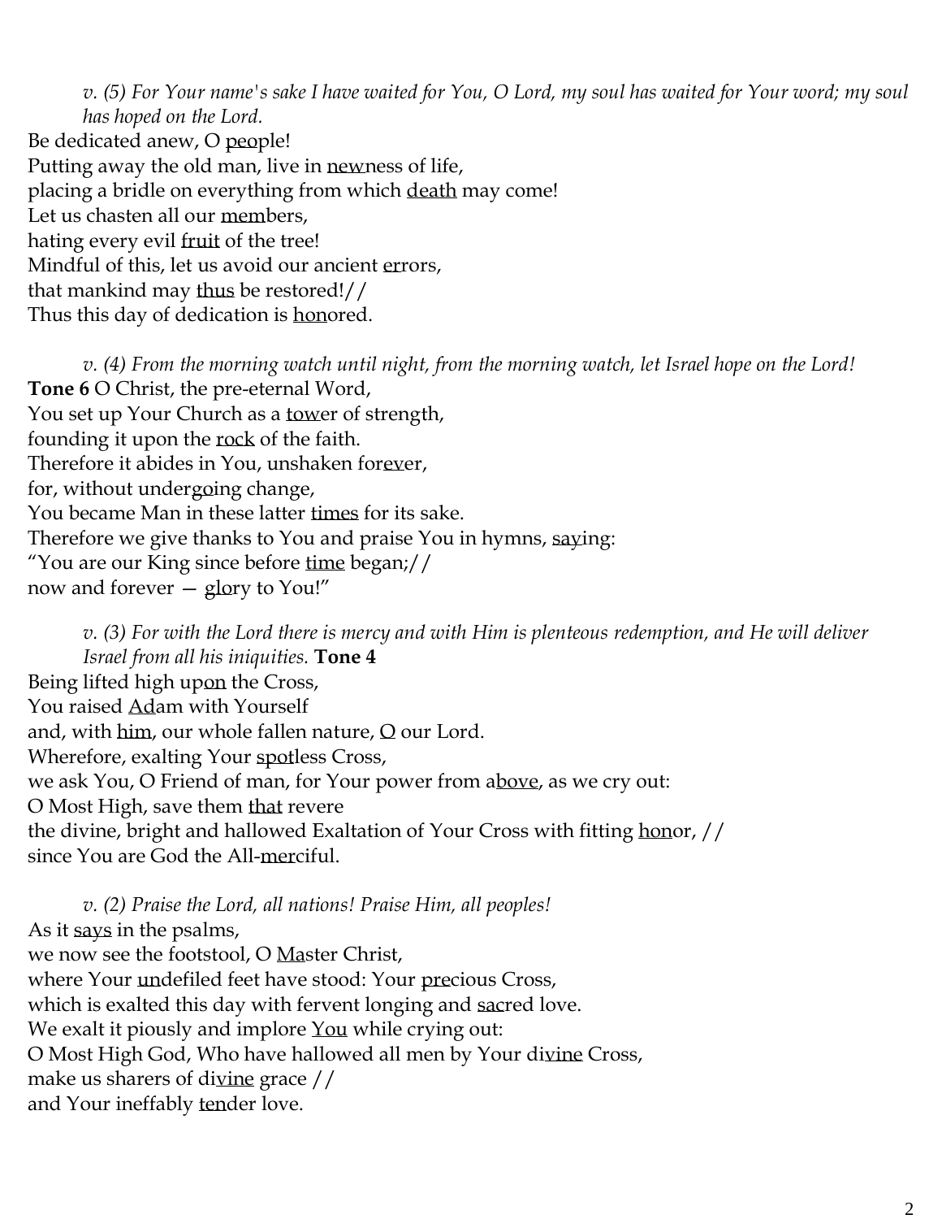*v. (5) For Your name's sake I have waited for You, O Lord, my soul has waited for Your word; my soul has hoped on the Lord.*

Be dedicated anew, O <u>peo</u>ple!
Putting away the old man, live in <u>new</u>ness of life,
placing a bridle on everything from which <u>death</u> may come!
Let us chasten all our <u>mem</u>bers,
hating every evil <u>fruit</u> of the tree!
Mindful of this, let us avoid our ancient <u>er</u>rors,
that mankind may <u>thus</u> be restored!//
Thus this day of dedication is <u>hon</u>ored.

*v. (4) From the morning watch until night, from the morning watch, let Israel hope on the Lord!*

**Tone 6** O Christ, the pre-eternal Word,
You set up Your Church as a <u>tow</u>er of strength,
founding it upon the <u>rock</u> of the faith.
Therefore it abides in You, unshaken for<u>ev</u>er,
for, without under<u>go</u>ing change,
You became Man in these latter <u>times</u> for its sake.
Therefore we give thanks to You and praise You in hymns, <u>say</u>ing:
"You are our King since before <u>time</u> began;//
now and forever — <u>glo</u>ry to You!"

*v. (3) For with the Lord there is mercy and with Him is plenteous redemption, and He will deliver Israel from all his iniquities.* **Tone 4**

Being lifted high up<u>on</u> the Cross,
You raised <u>Ad</u>am with Yourself
and, with <u>him</u>, our whole fallen nature, <u>O</u> our Lord.
Wherefore, exalting Your <u>spot</u>less Cross,
we ask You, O Friend of man, for Your power from a<u>bove</u>, as we cry out:
O Most High, save them <u>that</u> revere
the divine, bright and hallowed Exaltation of Your Cross with fitting <u>hon</u>or, //
since You are God the All-<u>mer</u>ciful.

*v. (2) Praise the Lord, all nations! Praise Him, all peoples!*

As it <u>says</u> in the psalms,
we now see the footstool, O <u>Ma</u>ster Christ,
where Your <u>un</u>defiled feet have stood: Your <u>pre</u>cious Cross,
which is exalted this day with fervent longing and <u>sac</u>red love.
We exalt it piously and implore <u>You</u> while crying out:
O Most High God, Who have hallowed all men by Your di<u>vine</u> Cross,
make us sharers of di<u>vine</u> grace //
and Your ineffably <u>ten</u>der love.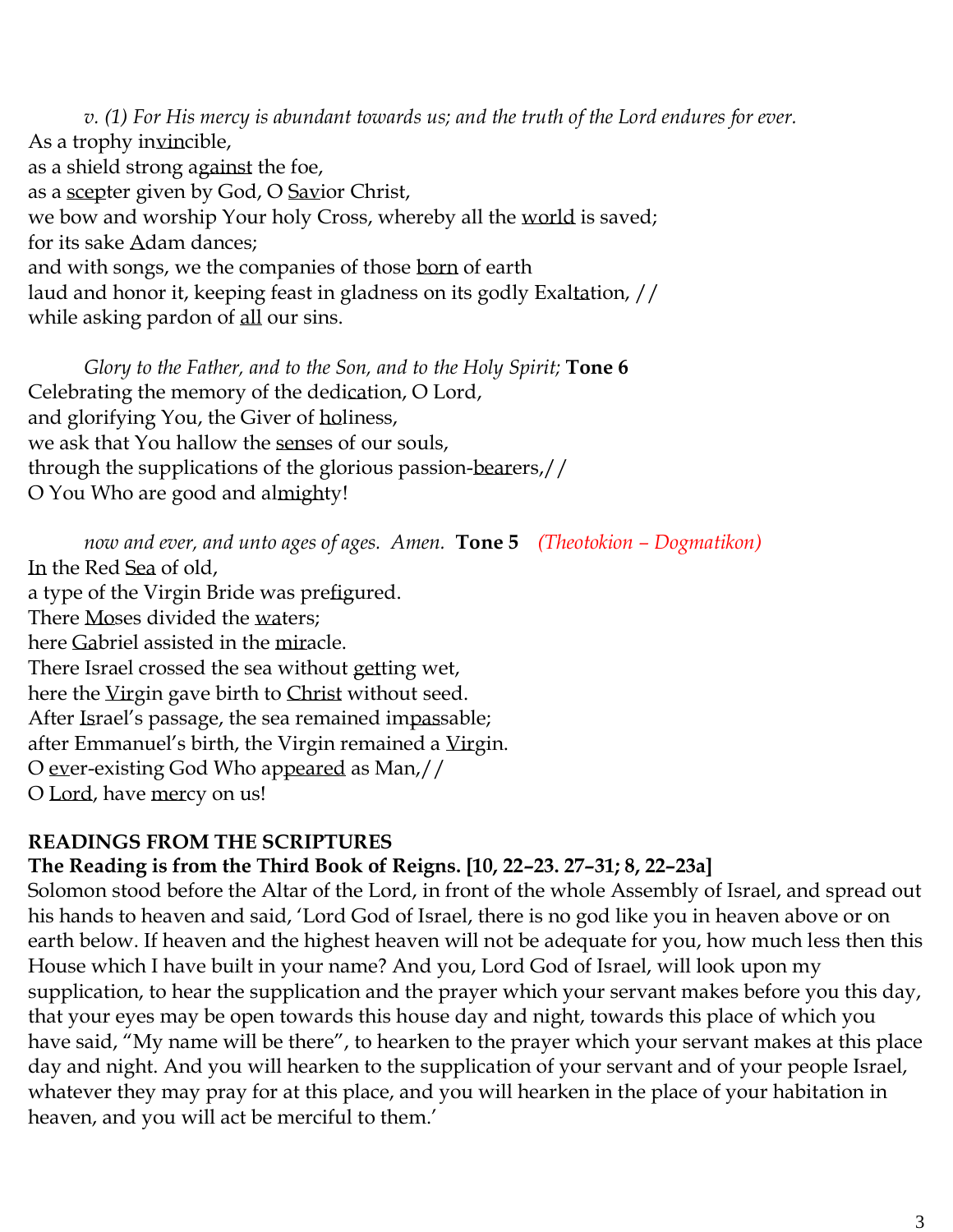*v. (1) For His mercy is abundant towards us; and the truth of the Lord endures for ever.*
As a trophy in<u>vin</u>cible,
as a shield strong a<u>gainst</u> the foe,
as a <u>scep</u>ter given by God, O <u>Sav</u>ior Christ,
we bow and worship Your holy Cross, whereby all the <u>world</u> is saved;
for its sake <u>A</u>dam dances;
and with songs, we the companies of those <u>born</u> of earth
laud and honor it, keeping feast in gladness on its godly Exal<u>ta</u>tion, //
while asking pardon of <u>all</u> our sins.

*Glory to the Father, and to the Son, and to the Holy Spirit;* **Tone 6**
Celebrating the memory of the dedi<u>ca</u>tion, O Lord,
and glorifying You, the Giver of <u>ho</u>liness,
we ask that You hallow the <u>sens</u>es of our souls,
through the supplications of the glorious passion-<u>bear</u>ers,//
O You Who are good and al<u>migh</u>ty!

*now and ever, and unto ages of ages. Amen.* **Tone 5** *(Theotokion – Dogmatikon)*
<u>In</u> the Red <u>Sea</u> of old,
a type of the Virgin Bride was pre<u>fig</u>ured.
There <u>Mo</u>ses divided the <u>wa</u>ters;
here <u>Ga</u>briel assisted in the <u>mir</u>acle.
There Israel crossed the sea without <u>get</u>ting wet,
here the <u>Vir</u>gin gave birth to <u>Christ</u> without seed.
After <u>Is</u>rael's passage, the sea remained im<u>pas</u>sable;
after Emmanuel's birth, the Virgin remained a <u>Vir</u>gin.
O <u>ev</u>er-existing God Who ap<u>peared</u> as Man,//
O <u>Lord</u>, have <u>mer</u>cy on us!

**READINGS FROM THE SCRIPTURES**

**The Reading is from the Third Book of Reigns. [10, 22–23. 27–31; 8, 22–23a]**

Solomon stood before the Altar of the Lord, in front of the whole Assembly of Israel, and spread out his hands to heaven and said, 'Lord God of Israel, there is no god like you in heaven above or on earth below. If heaven and the highest heaven will not be adequate for you, how much less then this House which I have built in your name? And you, Lord God of Israel, will look upon my supplication, to hear the supplication and the prayer which your servant makes before you this day, that your eyes may be open towards this house day and night, towards this place of which you have said, "My name will be there", to hearken to the prayer which your servant makes at this place day and night. And you will hearken to the supplication of your servant and of your people Israel, whatever they may pray for at this place, and you will hearken in the place of your habitation in heaven, and you will act be merciful to them.'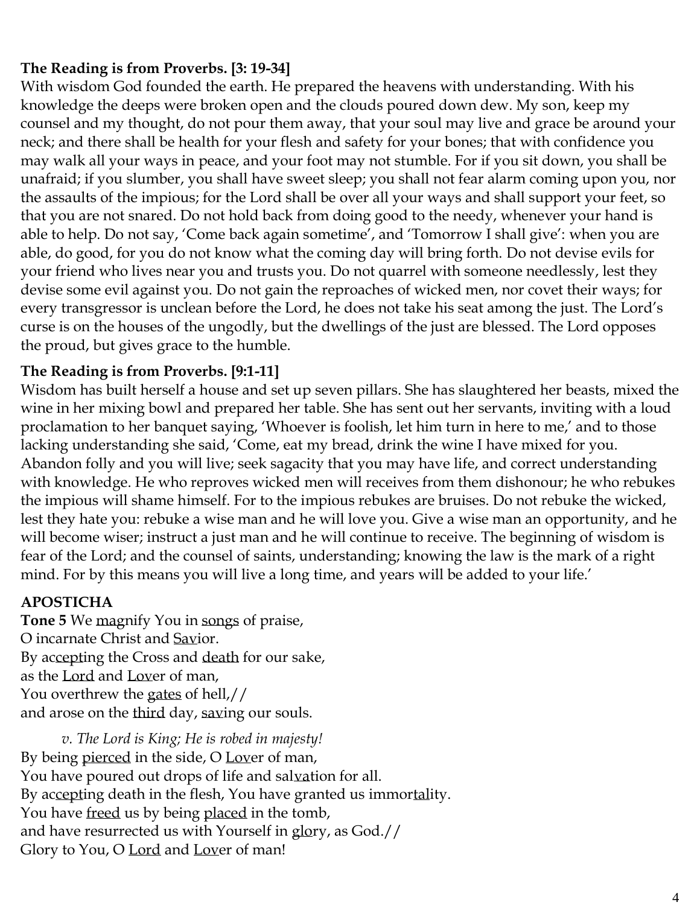**The Reading is from Proverbs. [3: 19-34]**

With wisdom God founded the earth. He prepared the heavens with understanding. With his knowledge the deeps were broken open and the clouds poured down dew. My son, keep my counsel and my thought, do not pour them away, that your soul may live and grace be around your neck; and there shall be health for your flesh and safety for your bones; that with confidence you may walk all your ways in peace, and your foot may not stumble. For if you sit down, you shall be unafraid; if you slumber, you shall have sweet sleep; you shall not fear alarm coming upon you, nor the assaults of the impious; for the Lord shall be over all your ways and shall support your feet, so that you are not snared. Do not hold back from doing good to the needy, whenever your hand is able to help. Do not say, 'Come back again sometime', and 'Tomorrow I shall give': when you are able, do good, for you do not know what the coming day will bring forth. Do not devise evils for your friend who lives near you and trusts you. Do not quarrel with someone needlessly, lest they devise some evil against you. Do not gain the reproaches of wicked men, nor covet their ways; for every transgressor is unclean before the Lord, he does not take his seat among the just. The Lord's curse is on the houses of the ungodly, but the dwellings of the just are blessed. The Lord opposes the proud, but gives grace to the humble.

**The Reading is from Proverbs. [9:1-11]**

Wisdom has built herself a house and set up seven pillars. She has slaughtered her beasts, mixed the wine in her mixing bowl and prepared her table. She has sent out her servants, inviting with a loud proclamation to her banquet saying, 'Whoever is foolish, let him turn in here to me,' and to those lacking understanding she said, 'Come, eat my bread, drink the wine I have mixed for you. Abandon folly and you will live; seek sagacity that you may have life, and correct understanding with knowledge. He who reproves wicked men will receives from them dishonour; he who rebukes the impious will shame himself. For to the impious rebukes are bruises. Do not rebuke the wicked, lest they hate you: rebuke a wise man and he will love you. Give a wise man an opportunity, and he will become wiser; instruct a just man and he will continue to receive. The beginning of wisdom is fear of the Lord; and the counsel of saints, understanding; knowing the law is the mark of a right mind. For by this means you will live a long time, and years will be added to your life.'

**APOSTICHA**

**Tone 5** We magnify You in songs of praise,
O incarnate Christ and Savior.
By accepting the Cross and death for our sake,
as the Lord and Lover of man,
You overthrew the gates of hell,//
and arose on the third day, saving our souls.

*v. The Lord is King; He is robed in majesty!*

By being pierced in the side, O Lover of man,
You have poured out drops of life and salvation for all.
By accepting death in the flesh, You have granted us immortality.
You have freed us by being placed in the tomb,
and have resurrected us with Yourself in glory, as God.//
Glory to You, O Lord and Lover of man!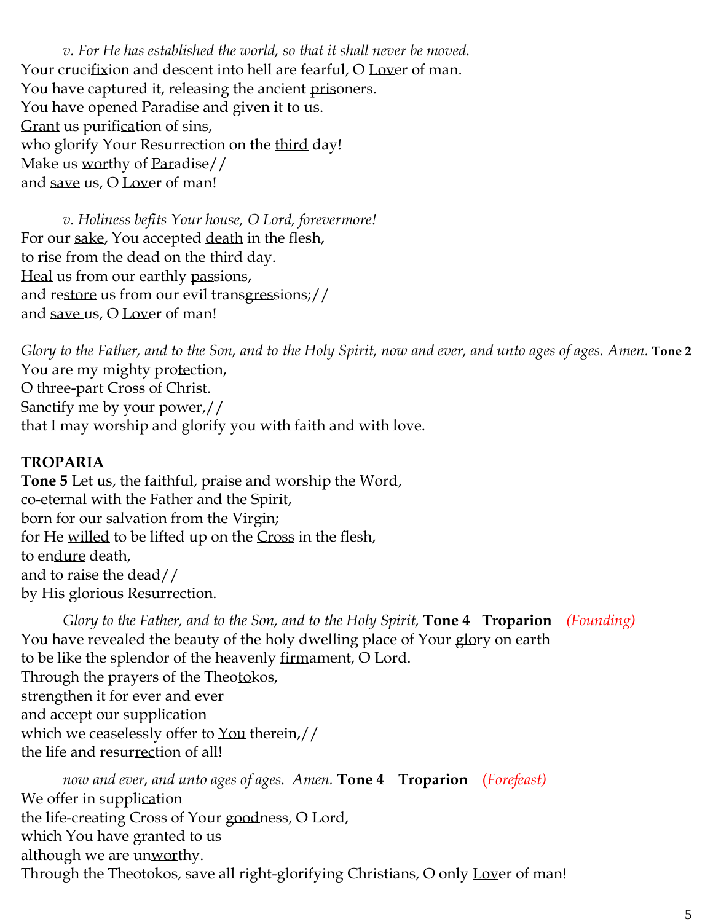*v. For He has established the world, so that it shall never be moved.*
Your crucifixion and descent into hell are fearful, O Lover of man.
You have captured it, releasing the ancient prisoners.
You have opened Paradise and given it to us.
Grant us purification of sins,
who glorify Your Resurrection on the third day!
Make us worthy of Paradise//
and save us, O Lover of man!

*v. Holiness befits Your house, O Lord, forevermore!*
For our sake, You accepted death in the flesh,
to rise from the dead on the third day.
Heal us from our earthly passions,
and restore us from our evil transgressions;//
and save us, O Lover of man!

*Glory to the Father, and to the Son, and to the Holy Spirit, now and ever, and unto ages of ages. Amen.* **Tone 2**
You are my mighty protection,
O three-part Cross of Christ.
Sanctify me by your power,//
that I may worship and glorify you with faith and with love.

**TROPARIA**

**Tone 5** Let us, the faithful, praise and worship the Word,
co-eternal with the Father and the Spirit,
born for our salvation from the Virgin;
for He willed to be lifted up on the Cross in the flesh,
to endure death,
and to raise the dead//
by His glorious Resurrection.

*Glory to the Father, and to the Son, and to the Holy Spirit,* **Tone 4 Troparion** *(Founding)*
You have revealed the beauty of the holy dwelling place of Your glory on earth
to be like the splendor of the heavenly firmament, O Lord.
Through the prayers of the Theotokos,
strengthen it for ever and ever
and accept our supplication
which we ceaselessly offer to You therein,//
the life and resurrection of all!

*now and ever, and unto ages of ages. Amen.* **Tone 4 Troparion** *(Forefeast)*
We offer in supplication
the life-creating Cross of Your goodness, O Lord,
which You have granted to us
although we are unworthy.
Through the Theotokos, save all right-glorifying Christians, O only Lover of man!